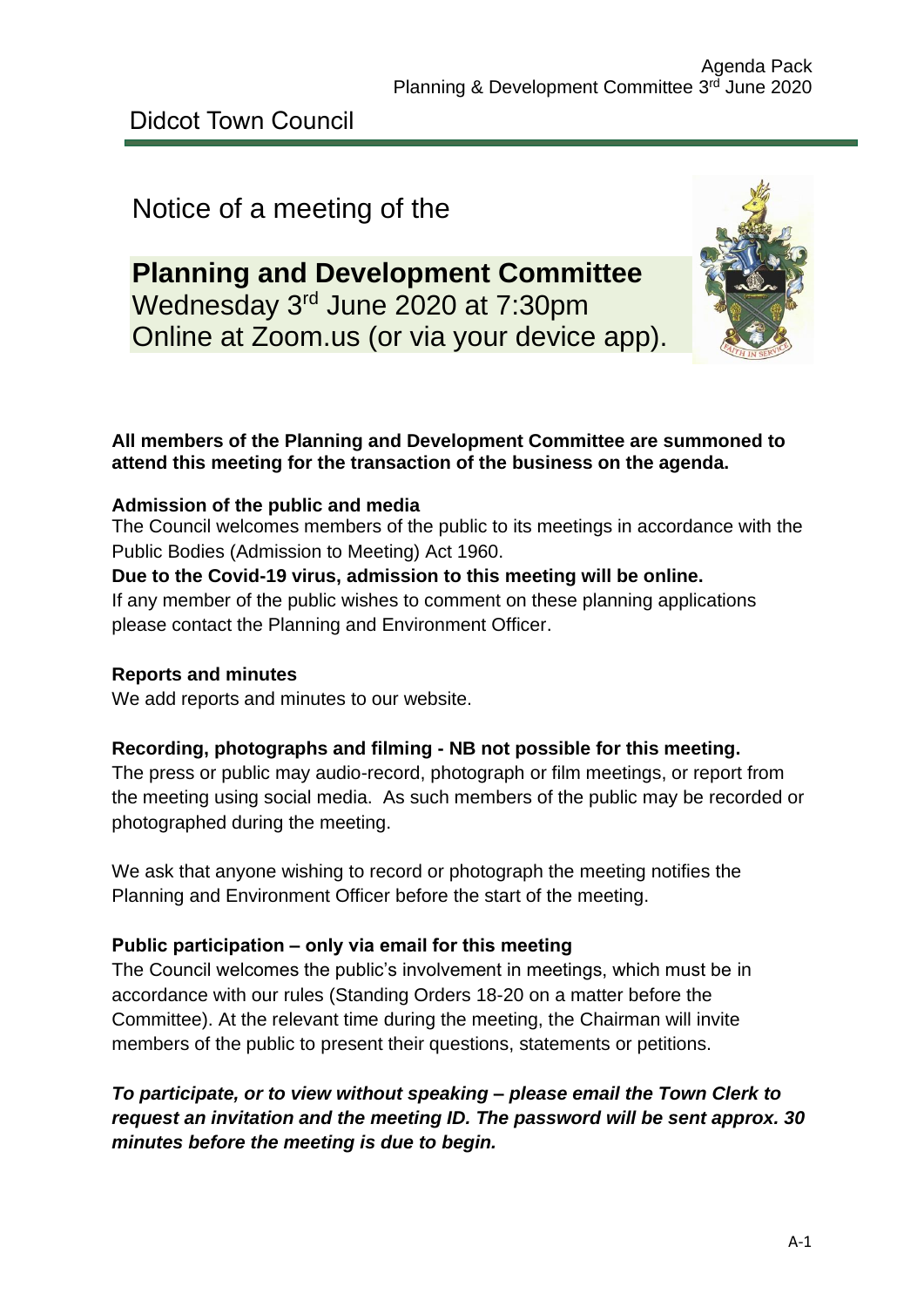Didcot Town Council

# Notice of a meeting of the

## Planning and Development Committee

Wednesday 3rd June 2020 at 7:30pm
Online at Zoom.us (or via your device app).

**All members of the Planning and Development Committee are summoned to attend this meeting for the transaction of the business on the agenda.**

**Admission of the public and media**

The Council welcomes members of the public to its meetings in accordance with the Public Bodies (Admission to Meeting) Act 1960.

**Due to the Covid-19 virus, admission to this meeting will be online.**

If any member of the public wishes to comment on these planning applications please contact the Planning and Environment Officer.

**Reports and minutes**

We add reports and minutes to our website.

**Recording, photographs and filming - NB not possible for this meeting.**

The press or public may audio-record, photograph or film meetings, or report from the meeting using social media. As such members of the public may be recorded or photographed during the meeting.

We ask that anyone wishing to record or photograph the meeting notifies the Planning and Environment Officer before the start of the meeting.

**Public participation – only via email for this meeting**

The Council welcomes the public's involvement in meetings, which must be in accordance with our rules (Standing Orders 18-20 on a matter before the Committee). At the relevant time during the meeting, the Chairman will invite members of the public to present their questions, statements or petitions.

***To participate, or to view without speaking – please email the Town Clerk to request an invitation and the meeting ID. The password will be sent approx. 30 minutes before the meeting is due to begin.***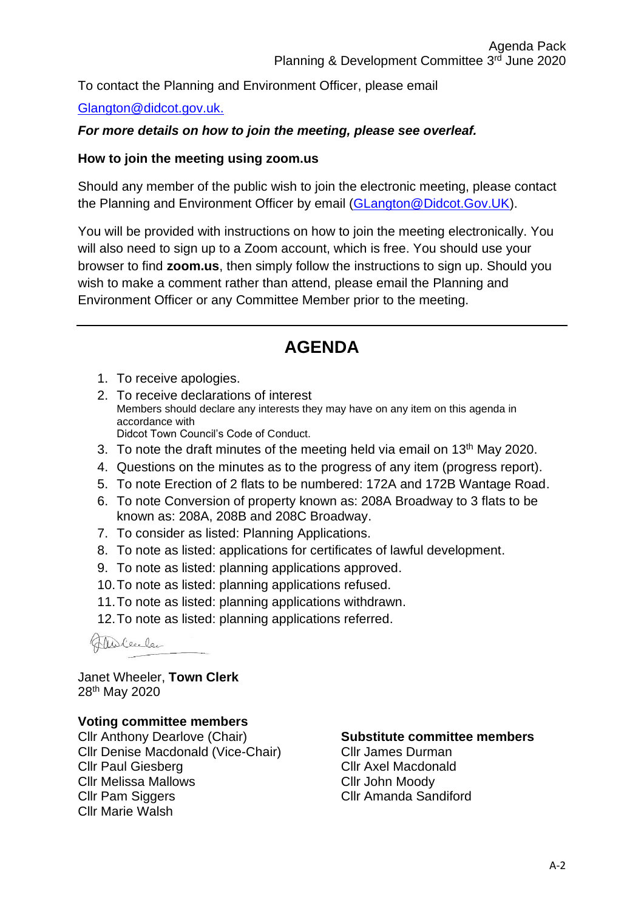To contact the Planning and Environment Officer, please email

Glangton@didcot.gov.uk.

***For more details on how to join the meeting, please see overleaf.***

**How to join the meeting using zoom.us**

Should any member of the public wish to join the electronic meeting, please contact the Planning and Environment Officer by email (GLangton@Didcot.Gov.UK).

You will be provided with instructions on how to join the meeting electronically. You will also need to sign up to a Zoom account, which is free. You should use your browser to find **zoom.us**, then simply follow the instructions to sign up. Should you wish to make a comment rather than attend, please email the Planning and Environment Officer or any Committee Member prior to the meeting.

---

# AGENDA

1. To receive apologies.
2. To receive declarations of interest  
   Members should declare any interests they may have on any item on this agenda in accordance with  
   Didcot Town Council's Code of Conduct.
3. To note the draft minutes of the meeting held via email on 13th May 2020.
4. Questions on the minutes as to the progress of any item (progress report).
5. To note Erection of 2 flats to be numbered: 172A and 172B Wantage Road.
6. To note Conversion of property known as: 208A Broadway to 3 flats to be known as: 208A, 208B and 208C Broadway.
7. To consider as listed: Planning Applications.
8. To note as listed: applications for certificates of lawful development.
9. To note as listed: planning applications approved.
10. To note as listed: planning applications refused.
11. To note as listed: planning applications withdrawn.
12. To note as listed: planning applications referred.

Janet Wheeler, **Town Clerk**  
28th May 2020

**Voting committee members**  
Cllr Anthony Dearlove (Chair)  
Cllr Denise Macdonald (Vice-Chair)  
Cllr Paul Giesberg  
Cllr Melissa Mallows  
Cllr Pam Siggers  
Cllr Marie Walsh

**Substitute committee members**  
Cllr James Durman  
Cllr Axel Macdonald  
Cllr John Moody  
Cllr Amanda Sandiford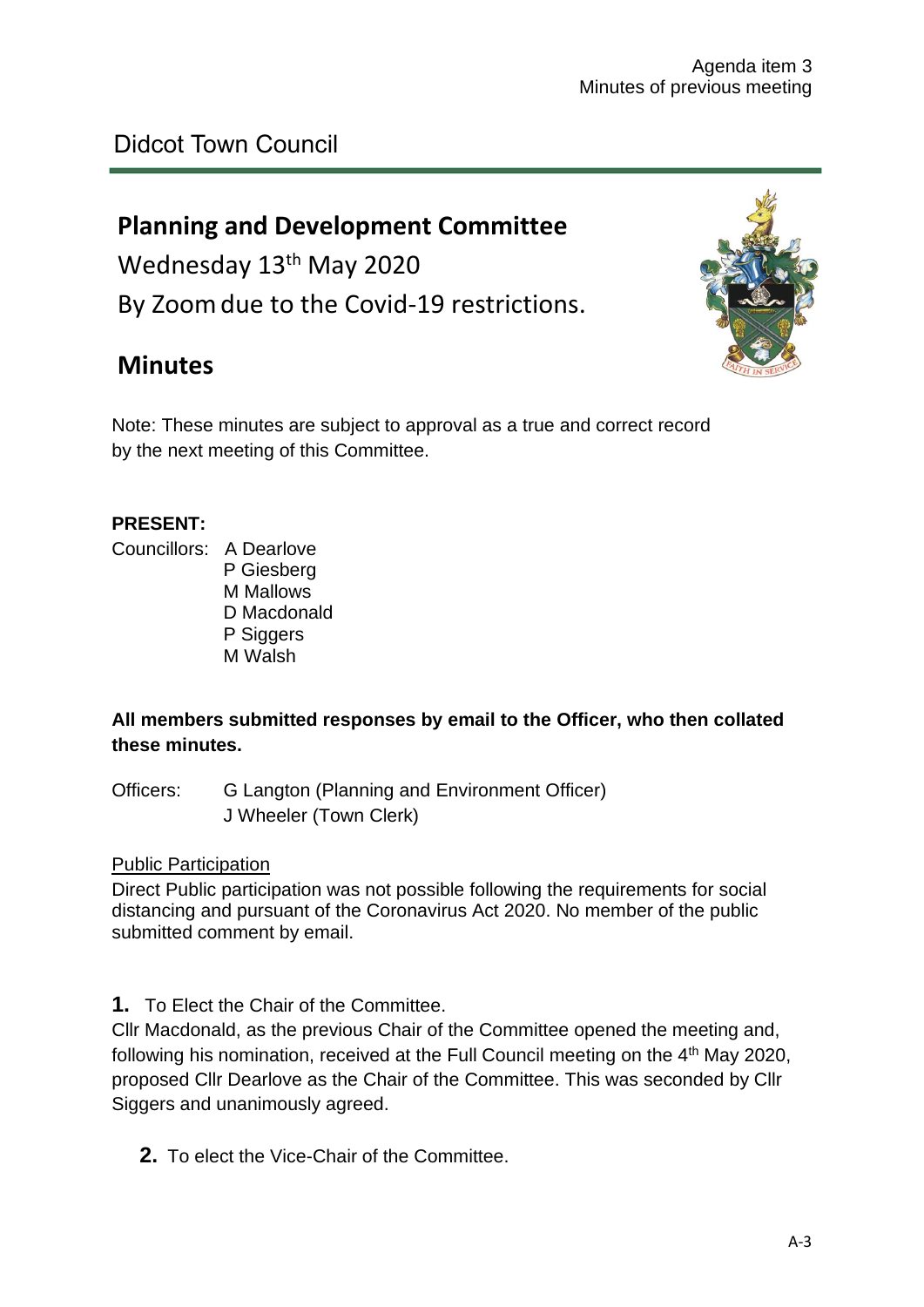Agenda item 3
Minutes of previous meeting

Didcot Town Council

# Planning and Development Committee

Wednesday 13th May 2020

By Zoom due to the Covid-19 restrictions.

## Minutes

Note: These minutes are subject to approval as a true and correct record by the next meeting of this Committee.

**PRESENT:**

Councillors: A Dearlove
P Giesberg
M Mallows
D Macdonald
P Siggers
M Walsh

**All members submitted responses by email to the Officer, who then collated these minutes.**

Officers: G Langton (Planning and Environment Officer)
J Wheeler (Town Clerk)

Public Participation

Direct Public participation was not possible following the requirements for social distancing and pursuant of the Coronavirus Act 2020. No member of the public submitted comment by email.

**1.** To Elect the Chair of the Committee.

Cllr Macdonald, as the previous Chair of the Committee opened the meeting and, following his nomination, received at the Full Council meeting on the 4th May 2020, proposed Cllr Dearlove as the Chair of the Committee. This was seconded by Cllr Siggers and unanimously agreed.

**2.** To elect the Vice-Chair of the Committee.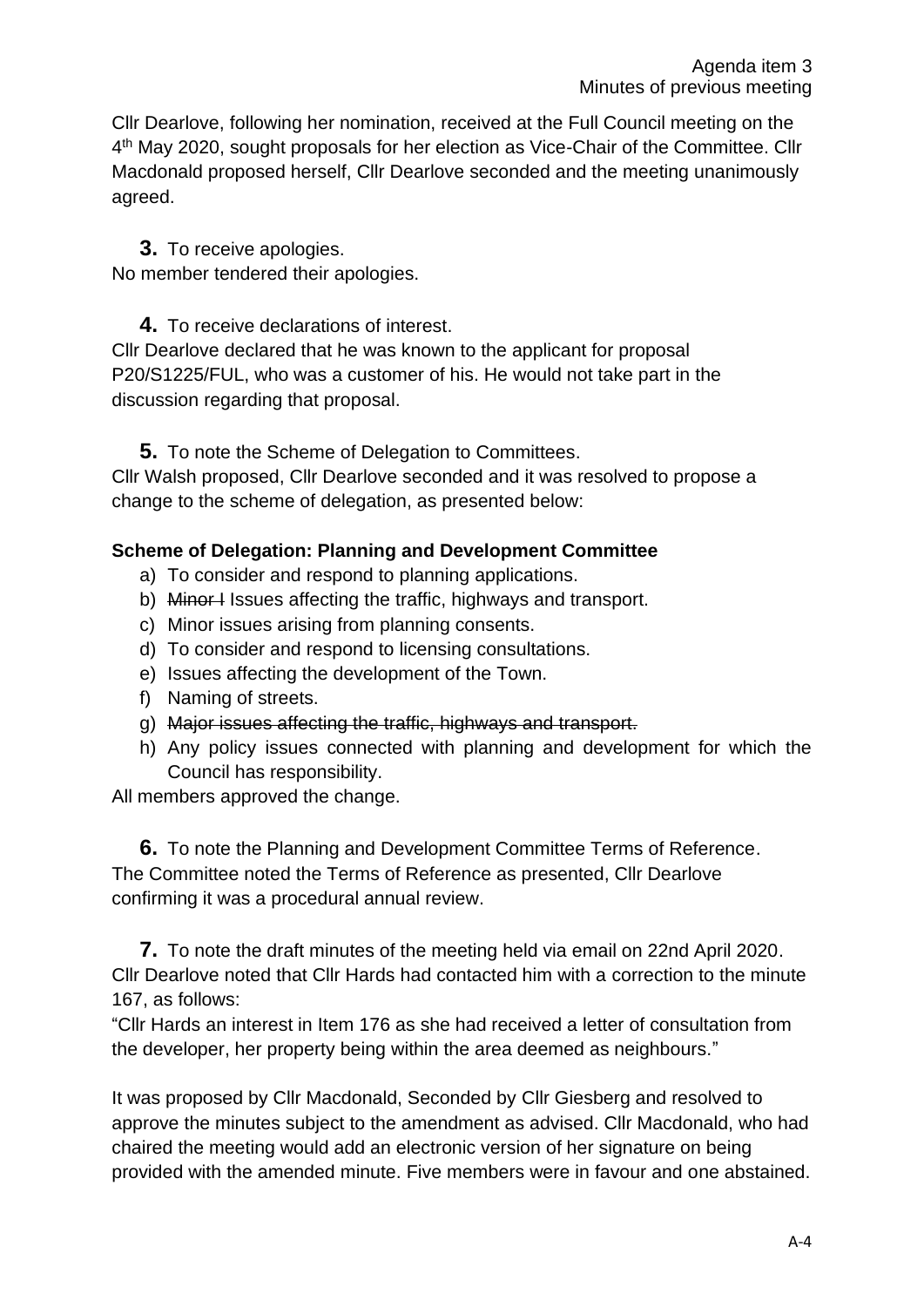Cllr Dearlove, following her nomination, received at the Full Council meeting on the 4th May 2020, sought proposals for her election as Vice-Chair of the Committee. Cllr Macdonald proposed herself, Cllr Dearlove seconded and the meeting unanimously agreed.

**3.** To receive apologies.

No member tendered their apologies.

**4.** To receive declarations of interest.

Cllr Dearlove declared that he was known to the applicant for proposal P20/S1225/FUL, who was a customer of his. He would not take part in the discussion regarding that proposal.

**5.** To note the Scheme of Delegation to Committees.

Cllr Walsh proposed, Cllr Dearlove seconded and it was resolved to propose a change to the scheme of delegation, as presented below:

**Scheme of Delegation: Planning and Development Committee**

a) To consider and respond to planning applications.
b) ~~Minor I~~ Issues affecting the traffic, highways and transport.
c) Minor issues arising from planning consents.
d) To consider and respond to licensing consultations.
e) Issues affecting the development of the Town.
f) Naming of streets.
g) ~~Major issues affecting the traffic, highways and transport.~~
h) Any policy issues connected with planning and development for which the Council has responsibility.

All members approved the change.

**6.** To note the Planning and Development Committee Terms of Reference.

The Committee noted the Terms of Reference as presented, Cllr Dearlove confirming it was a procedural annual review.

**7.** To note the draft minutes of the meeting held via email on 22nd April 2020.

Cllr Dearlove noted that Cllr Hards had contacted him with a correction to the minute 167, as follows:

"Cllr Hards an interest in Item 176 as she had received a letter of consultation from the developer, her property being within the area deemed as neighbours."

It was proposed by Cllr Macdonald, Seconded by Cllr Giesberg and resolved to approve the minutes subject to the amendment as advised. Cllr Macdonald, who had chaired the meeting would add an electronic version of her signature on being provided with the amended minute. Five members were in favour and one abstained.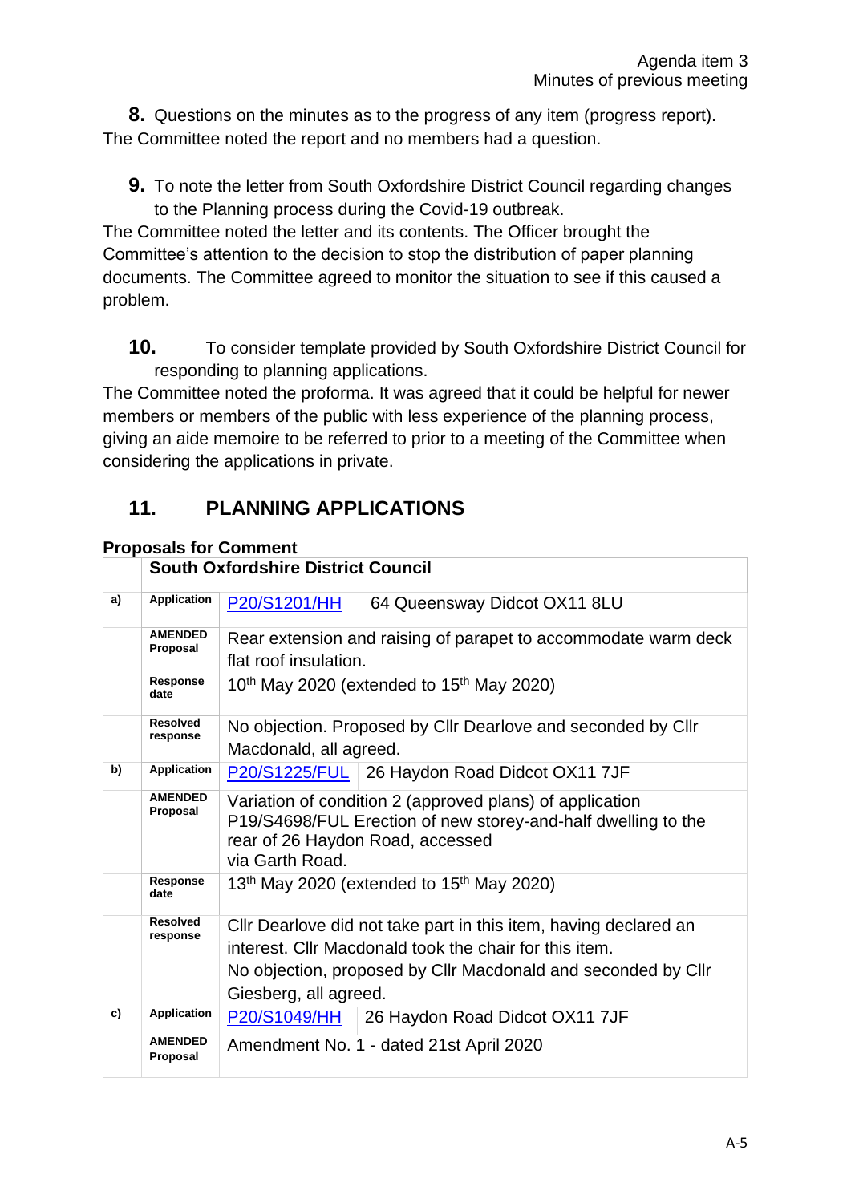Agenda item 3
Minutes of previous meeting

**8.** Questions on the minutes as to the progress of any item (progress report).
The Committee noted the report and no members had a question.

**9.** To note the letter from South Oxfordshire District Council regarding changes to the Planning process during the Covid-19 outbreak.
The Committee noted the letter and its contents. The Officer brought the Committee's attention to the decision to stop the distribution of paper planning documents. The Committee agreed to monitor the situation to see if this caused a problem.

**10.** To consider template provided by South Oxfordshire District Council for responding to planning applications.
The Committee noted the proforma. It was agreed that it could be helpful for newer members or members of the public with less experience of the planning process, giving an aide memoire to be referred to prior to a meeting of the Committee when considering the applications in private.

## 11. PLANNING APPLICATIONS

**Proposals for Comment**

| | **South Oxfordshire District Council** | | |
|---|---|---|---|
| **a)** | **Application** | P20/S1201/HH | 64 Queensway Didcot OX11 8LU |
| | **AMENDED Proposal** | Rear extension and raising of parapet to accommodate warm deck flat roof insulation. | |
| | **Response date** | 10th May 2020 (extended to 15th May 2020) | |
| | **Resolved response** | No objection. Proposed by Cllr Dearlove and seconded by Cllr Macdonald, all agreed. | |
| **b)** | **Application** | P20/S1225/FUL | 26 Haydon Road Didcot OX11 7JF |
| | **AMENDED Proposal** | Variation of condition 2 (approved plans) of application P19/S4698/FUL Erection of new storey-and-half dwelling to the rear of 26 Haydon Road, accessed via Garth Road. | |
| | **Response date** | 13th May 2020 (extended to 15th May 2020) | |
| | **Resolved response** | Cllr Dearlove did not take part in this item, having declared an interest. Cllr Macdonald took the chair for this item. No objection, proposed by Cllr Macdonald and seconded by Cllr Giesberg, all agreed. | |
| **c)** | **Application** | P20/S1049/HH | 26 Haydon Road Didcot OX11 7JF |
| | **AMENDED Proposal** | Amendment No. 1 - dated 21st April 2020 | |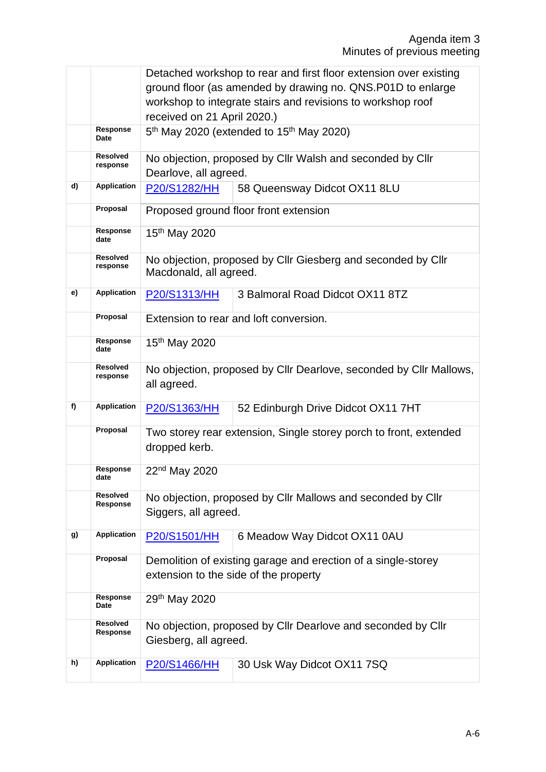| | | | |
|---|---|---|---|
| | | Detached workshop to rear and first floor extension over existing ground floor (as amended by drawing no. QNS.P01D to enlarge workshop to integrate stairs and revisions to workshop roof received on 21 April 2020.) | |
| | **Response Date** | 5th May 2020 (extended to 15th May 2020) | |
| | **Resolved response** | No objection, proposed by Cllr Walsh and seconded by Cllr Dearlove, all agreed. | |
| **d)** | **Application** | P20/S1282/HH | 58 Queensway Didcot OX11 8LU |
| | **Proposal** | Proposed ground floor front extension | |
| | **Response date** | 15th May 2020 | |
| | **Resolved response** | No objection, proposed by Cllr Giesberg and seconded by Cllr Macdonald, all agreed. | |
| **e)** | **Application** | P20/S1313/HH | 3 Balmoral Road Didcot OX11 8TZ |
| | **Proposal** | Extension to rear and loft conversion. | |
| | **Response date** | 15th May 2020 | |
| | **Resolved response** | No objection, proposed by Cllr Dearlove, seconded by Cllr Mallows, all agreed. | |
| **f)** | **Application** | P20/S1363/HH | 52 Edinburgh Drive Didcot OX11 7HT |
| | **Proposal** | Two storey rear extension, Single storey porch to front, extended dropped kerb. | |
| | **Response date** | 22nd May 2020 | |
| | **Resolved Response** | No objection, proposed by Cllr Mallows and seconded by Cllr Siggers, all agreed. | |
| **g)** | **Application** | P20/S1501/HH | 6 Meadow Way Didcot OX11 0AU |
| | **Proposal** | Demolition of existing garage and erection of a single-storey extension to the side of the property | |
| | **Response Date** | 29th May 2020 | |
| | **Resolved Response** | No objection, proposed by Cllr Dearlove and seconded by Cllr Giesberg, all agreed. | |
| **h)** | **Application** | P20/S1466/HH | 30 Usk Way Didcot OX11 7SQ |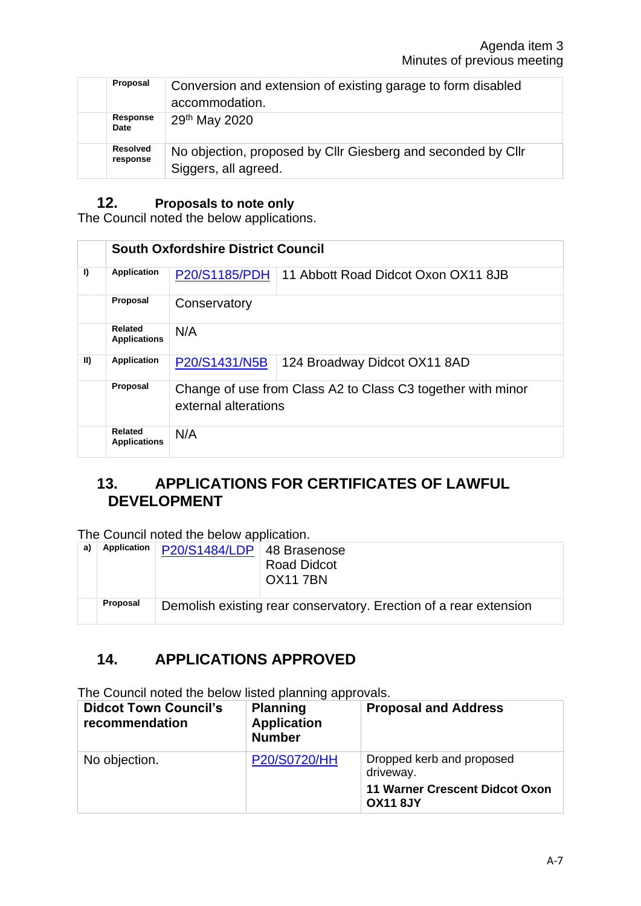| | | |
|---|---|---|
| | **Proposal** | Conversion and extension of existing garage to form disabled accommodation. |
| | **Response Date** | 29th May 2020 |
| | **Resolved response** | No objection, proposed by Cllr Giesberg and seconded by Cllr Siggers, all agreed. |

## 12. Proposals to note only

The Council noted the below applications.

| | **South Oxfordshire District Council** | | |
|---|---|---|---|
| **I)** | **Application** | P20/S1185/PDH | 11 Abbott Road Didcot Oxon OX11 8JB |
| | **Proposal** | Conservatory | |
| | **Related Applications** | N/A | |
| **II)** | **Application** | P20/S1431/N5B | 124 Broadway Didcot OX11 8AD |
| | **Proposal** | Change of use from Class A2 to Class C3 together with minor external alterations | |
| | **Related Applications** | N/A | |

## 13. APPLICATIONS FOR CERTIFICATES OF LAWFUL DEVELOPMENT

The Council noted the below application.

| | | | |
|---|---|---|---|
| **a)** | **Application** | P20/S1484/LDP | 48 Brasenose Road Didcot OX11 7BN |
| | **Proposal** | Demolish existing rear conservatory. Erection of a rear extension | |

## 14. APPLICATIONS APPROVED

The Council noted the below listed planning approvals.

| Didcot Town Council's recommendation | Planning Application Number | Proposal and Address |
|---|---|---|
| No objection. | P20/S0720/HH | Dropped kerb and proposed driveway. **11 Warner Crescent Didcot Oxon OX11 8JY** |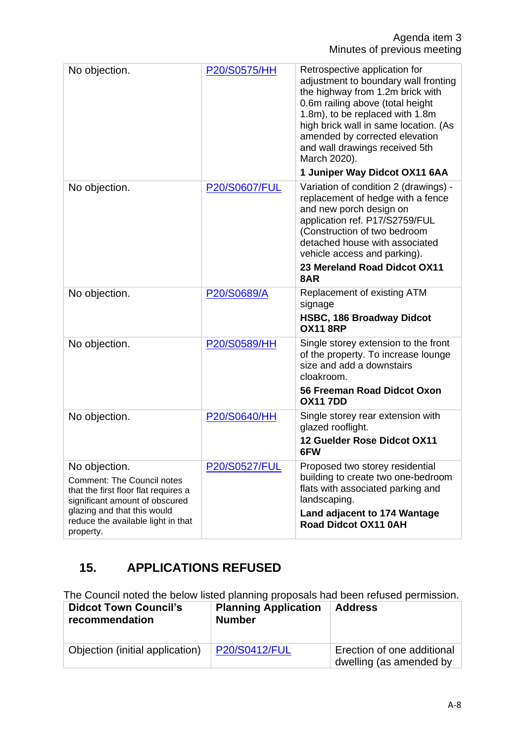| | | |
|---|---|---|
| No objection. | P20/S0575/HH | Retrospective application for adjustment to boundary wall fronting the highway from 1.2m brick with 0.6m railing above (total height 1.8m), to be replaced with 1.8m high brick wall in same location. (As amended by corrected elevation and wall drawings received 5th March 2020).<br>**1 Juniper Way Didcot OX11 6AA** |
| No objection. | P20/S0607/FUL | Variation of condition 2 (drawings) - replacement of hedge with a fence and new porch design on application ref. P17/S2759/FUL (Construction of two bedroom detached house with associated vehicle access and parking).<br>**23 Mereland Road Didcot OX11 8AR** |
| No objection. | P20/S0689/A | Replacement of existing ATM signage<br>**HSBC, 186 Broadway Didcot OX11 8RP** |
| No objection. | P20/S0589/HH | Single storey extension to the front of the property. To increase lounge size and add a downstairs cloakroom.<br>**56 Freeman Road Didcot Oxon OX11 7DD** |
| No objection. | P20/S0640/HH | Single storey rear extension with glazed rooflight.<br>**12 Guelder Rose Didcot OX11 6FW** |
| No objection.<br>Comment: The Council notes that the first floor flat requires a significant amount of obscured glazing and that this would reduce the available light in that property. | P20/S0527/FUL | Proposed two storey residential building to create two one-bedroom flats with associated parking and landscaping.<br>**Land adjacent to 174 Wantage Road Didcot OX11 0AH** |

## 15. APPLICATIONS REFUSED

The Council noted the below listed planning proposals had been refused permission.

| Didcot Town Council's recommendation | Planning Application Number | Address |
|---|---|---|
| Objection (initial application) | P20/S0412/FUL | Erection of one additional dwelling (as amended by |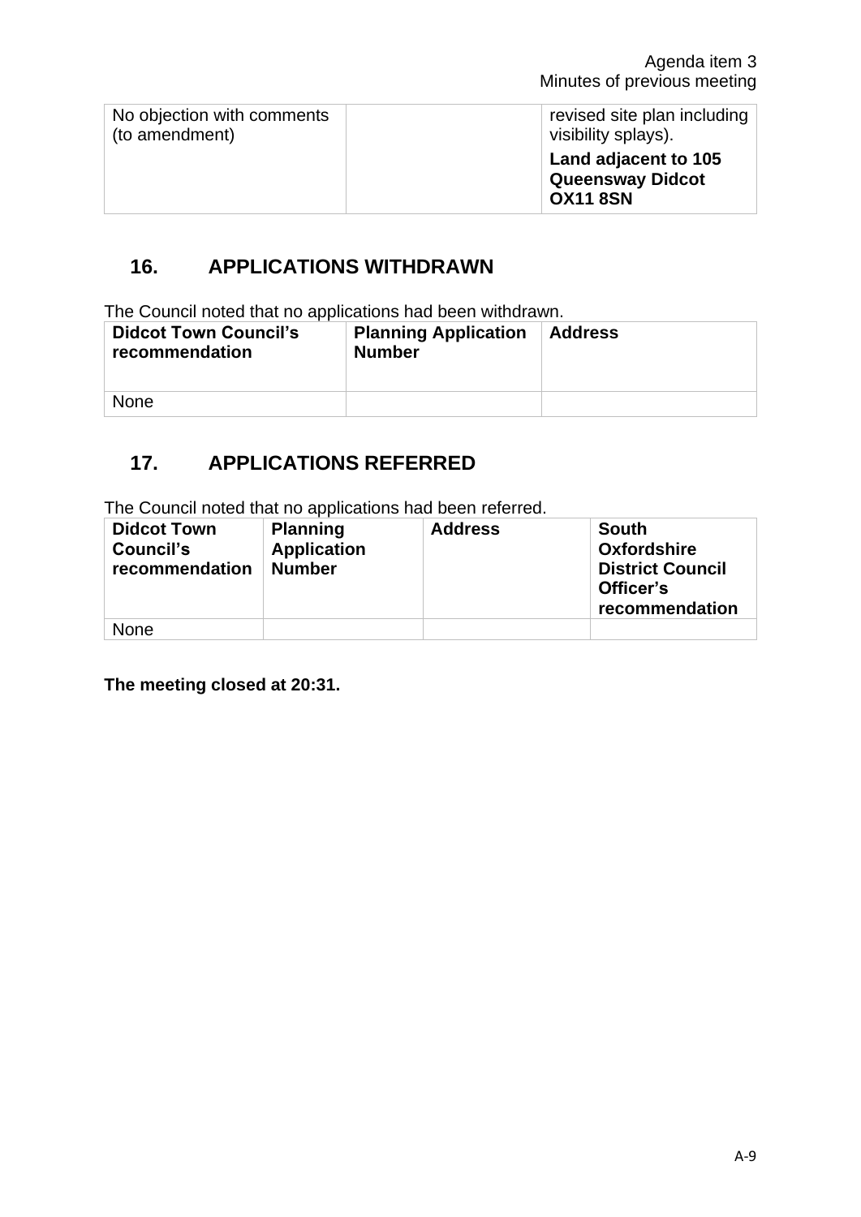| | | |
|---|---|---|
| No objection with comments (to amendment) | | revised site plan including visibility splays).<br>**Land adjacent to 105 Queensway Didcot OX11 8SN** |

## 16. APPLICATIONS WITHDRAWN

The Council noted that no applications had been withdrawn.

| Didcot Town Council's recommendation | Planning Application Number | Address |
|---|---|---|
| None | | |

## 17. APPLICATIONS REFERRED

The Council noted that no applications had been referred.

| Didcot Town Council's recommendation | Planning Application Number | Address | South Oxfordshire District Council Officer's recommendation |
|---|---|---|---|
| None | | | |

**The meeting closed at 20:31.**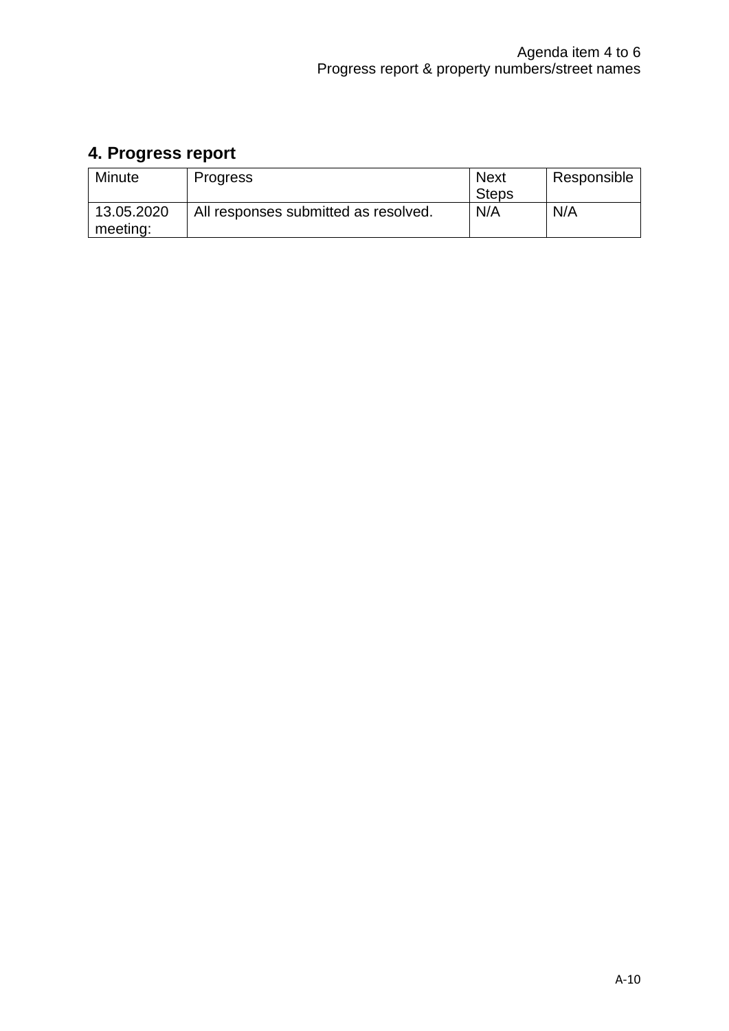Agenda item 4 to 6
Progress report & property numbers/street names

## 4. Progress report

| Minute | Progress | Next Steps | Responsible |
|---|---|---|---|
| 13.05.2020 meeting: | All responses submitted as resolved. | N/A | N/A |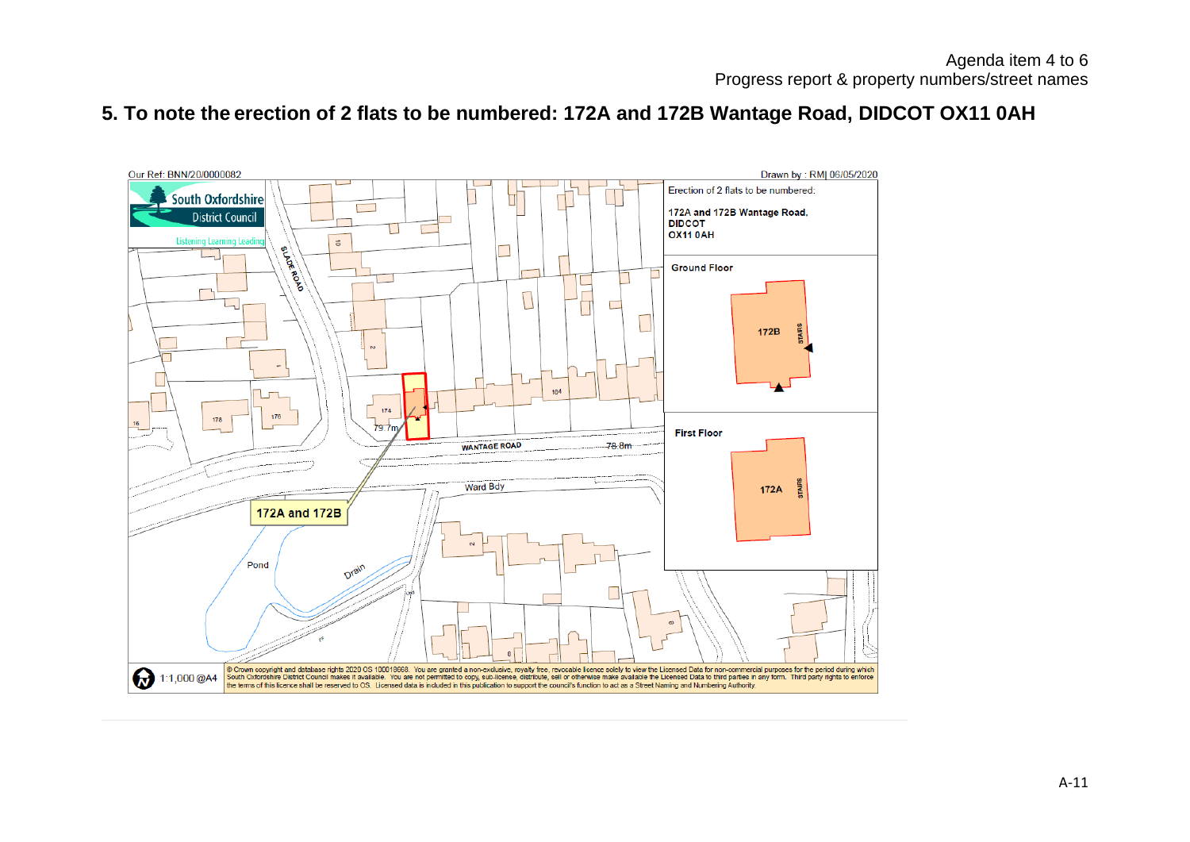Agenda item 4 to 6
Progress report & property numbers/street names

## 5. To note the erection of 2 flats to be numbered: 172A and 172B Wantage Road, DIDCOT OX11 0AH

Our Ref: BNN/20/0000082

Drawn by : RMJ 06/05/2020

South Oxfordshire District Council

Listening Learning Leading

Erection of 2 flats to be numbered:

**172A and 172B Wantage Road, DIDCOT OX11 0AH**

**Ground Floor**

172B

STAIRS

**First Floor**

172A

STAIRS

SLADE ROAD

WANTAGE ROAD

Ward Bdy

172A and 172B

Pond

Drain

1:1,000 @A4

© Crown copyright and database rights 2020 OS 100018668. You are granted a non-exclusive, royalty free, revocable licence solely to view the Licensed Data for non-commercial purposes for the period during which South Oxfordshire District Council makes it available. You are not permitted to copy, sub-license, distribute, sell or otherwise make available the Licensed Data to third parties in any form. Third party rights to enforce the terms of this licence shall be reserved to OS. Licensed data is included in this publication to support the council's function to act as a Street Naming and Numbering Authority.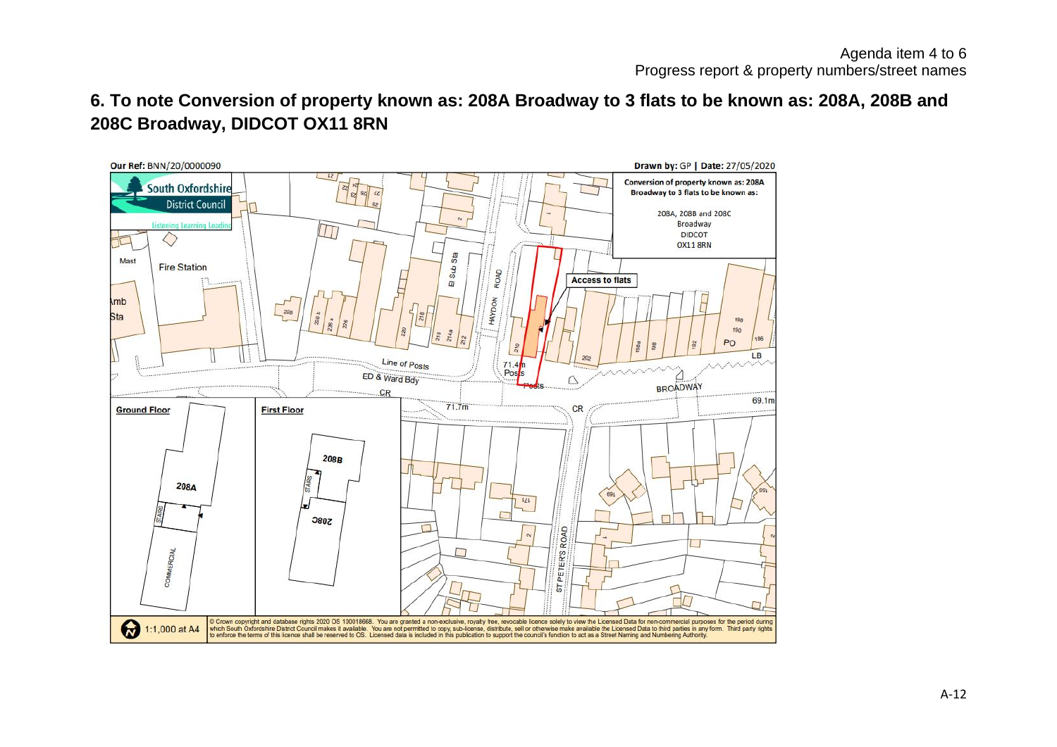Agenda item 4 to 6
Progress report & property numbers/street names

## 6. To note Conversion of property known as: 208A Broadway to 3 flats to be known as: 208A, 208B and 208C Broadway, DIDCOT OX11 8RN

Our Ref: BNN/20/0000090

Drawn by: GP | Date: 27/05/2020

South Oxfordshire District Council

Listening Learning Leading

Conversion of property known as: 208A Broadway to 3 flats to be known as:

208A, 208B and 208C
Broadway
DIDCOT
OX11 8RN

Access to flats

Ground Floor

208A

STAIRS

COMMERCIAL

First Floor

208B

STAIRS

208C

1:1,000 at A4

© Crown copyright and database rights 2020 OS 100018668. You are granted a non-exclusive, royalty free, revocable licence solely to view the Licensed Data for non-commercial purposes for the period during which South Oxfordshire District Council makes it available. You are not permitted to copy, sub-license, distribute, sell or otherwise make available the Licensed Data to third parties in any form. Third party rights to enforce the terms of this licence shall be reserved to OS. Licensed data is included in this publication to support the council's function to act as a Street Naming and Numbering Authority.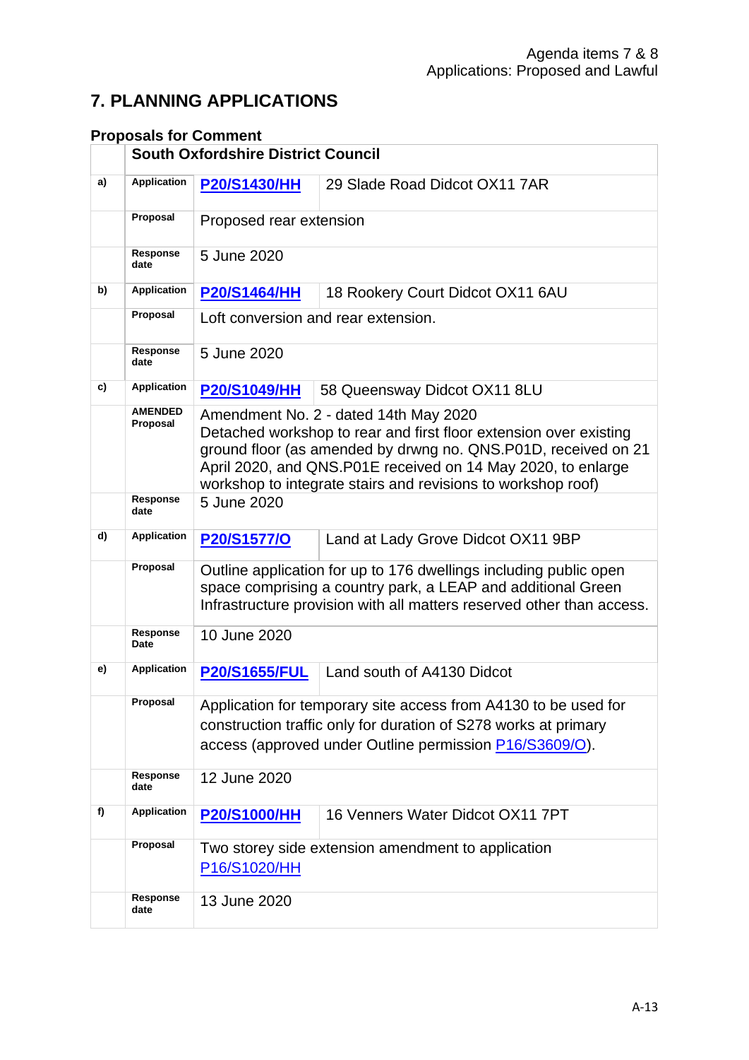Agenda items 7 & 8
Applications: Proposed and Lawful

## 7. PLANNING APPLICATIONS

### Proposals for Comment

| | South Oxfordshire District Council | | |
|---|---|---|---|
| a) | Application | P20/S1430/HH | 29 Slade Road Didcot OX11 7AR |
| | Proposal | Proposed rear extension | |
| | Response date | 5 June 2020 | |
| b) | Application | P20/S1464/HH | 18 Rookery Court Didcot OX11 6AU |
| | Proposal | Loft conversion and rear extension. | |
| | Response date | 5 June 2020 | |
| c) | Application | P20/S1049/HH | 58 Queensway Didcot OX11 8LU |
| | AMENDED Proposal | Amendment No. 2 - dated 14th May 2020<br>Detached workshop to rear and first floor extension over existing ground floor (as amended by drwng no. QNS.P01D, received on 21 April 2020, and QNS.P01E received on 14 May 2020, to enlarge workshop to integrate stairs and revisions to workshop roof) | |
| | Response date | 5 June 2020 | |
| d) | Application | P20/S1577/O | Land at Lady Grove Didcot OX11 9BP |
| | Proposal | Outline application for up to 176 dwellings including public open space comprising a country park, a LEAP and additional Green Infrastructure provision with all matters reserved other than access. | |
| | Response Date | 10 June 2020 | |
| e) | Application | P20/S1655/FUL | Land south of A4130 Didcot |
| | Proposal | Application for temporary site access from A4130 to be used for construction traffic only for duration of S278 works at primary access (approved under Outline permission P16/S3609/O). | |
| | Response date | 12 June 2020 | |
| f) | Application | P20/S1000/HH | 16 Venners Water Didcot OX11 7PT |
| | Proposal | Two storey side extension amendment to application P16/S1020/HH | |
| | Response date | 13 June 2020 | |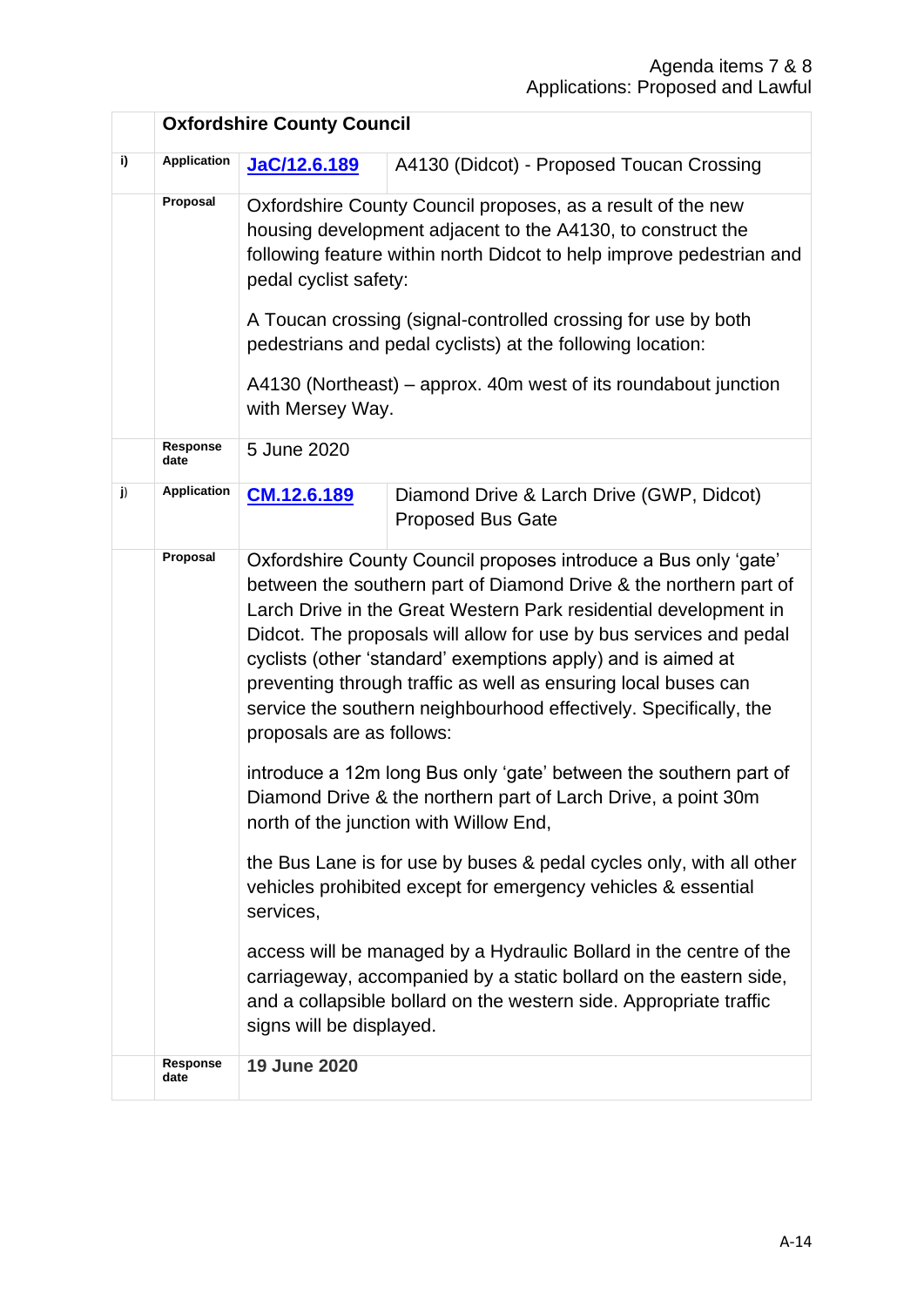| | **Oxfordshire County Council** | | |
|---|---|---|---|
| i) | **Application** | **JaC/12.6.189** | A4130 (Didcot) - Proposed Toucan Crossing |
| | **Proposal** | Oxfordshire County Council proposes, as a result of the new housing development adjacent to the A4130, to construct the following feature within north Didcot to help improve pedestrian and pedal cyclist safety:<br><br>A Toucan crossing (signal-controlled crossing for use by both pedestrians and pedal cyclists) at the following location:<br><br>A4130 (Northeast) – approx. 40m west of its roundabout junction with Mersey Way. | |
| | **Response date** | 5 June 2020 | |
| j) | **Application** | **CM.12.6.189** | Diamond Drive & Larch Drive (GWP, Didcot) Proposed Bus Gate |
| | **Proposal** | Oxfordshire County Council proposes introduce a Bus only 'gate' between the southern part of Diamond Drive & the northern part of Larch Drive in the Great Western Park residential development in Didcot. The proposals will allow for use by bus services and pedal cyclists (other 'standard' exemptions apply) and is aimed at preventing through traffic as well as ensuring local buses can service the southern neighbourhood effectively. Specifically, the proposals are as follows:<br><br>introduce a 12m long Bus only 'gate' between the southern part of Diamond Drive & the northern part of Larch Drive, a point 30m north of the junction with Willow End,<br><br>the Bus Lane is for use by buses & pedal cycles only, with all other vehicles prohibited except for emergency vehicles & essential services,<br><br>access will be managed by a Hydraulic Bollard in the centre of the carriageway, accompanied by a static bollard on the eastern side, and a collapsible bollard on the western side. Appropriate traffic signs will be displayed. | |
| | **Response date** | **19 June 2020** | |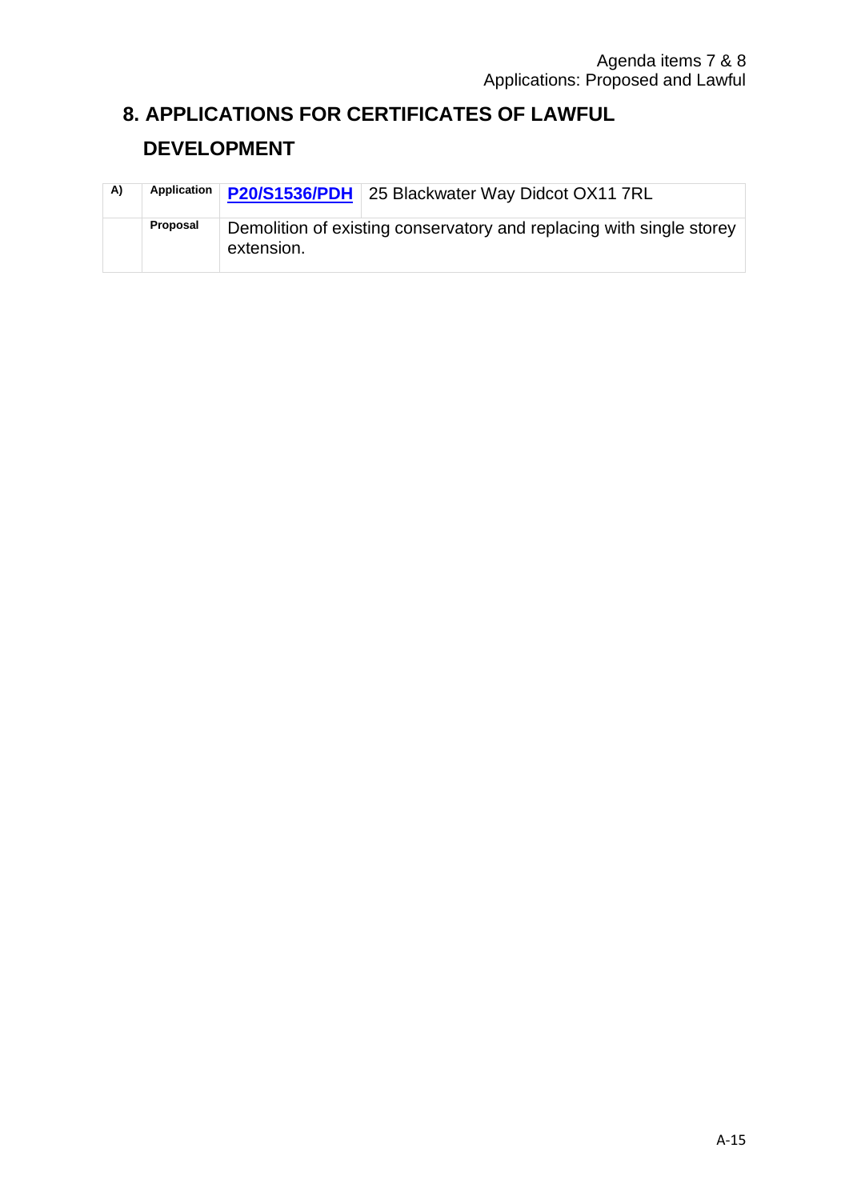## 8. APPLICATIONS FOR CERTIFICATES OF LAWFUL DEVELOPMENT

| A) | Application | P20/S1536/PDH | 25 Blackwater Way Didcot OX11 7RL |
|---|---|---|---|
| | Proposal | Demolition of existing conservatory and replacing with single storey extension. | |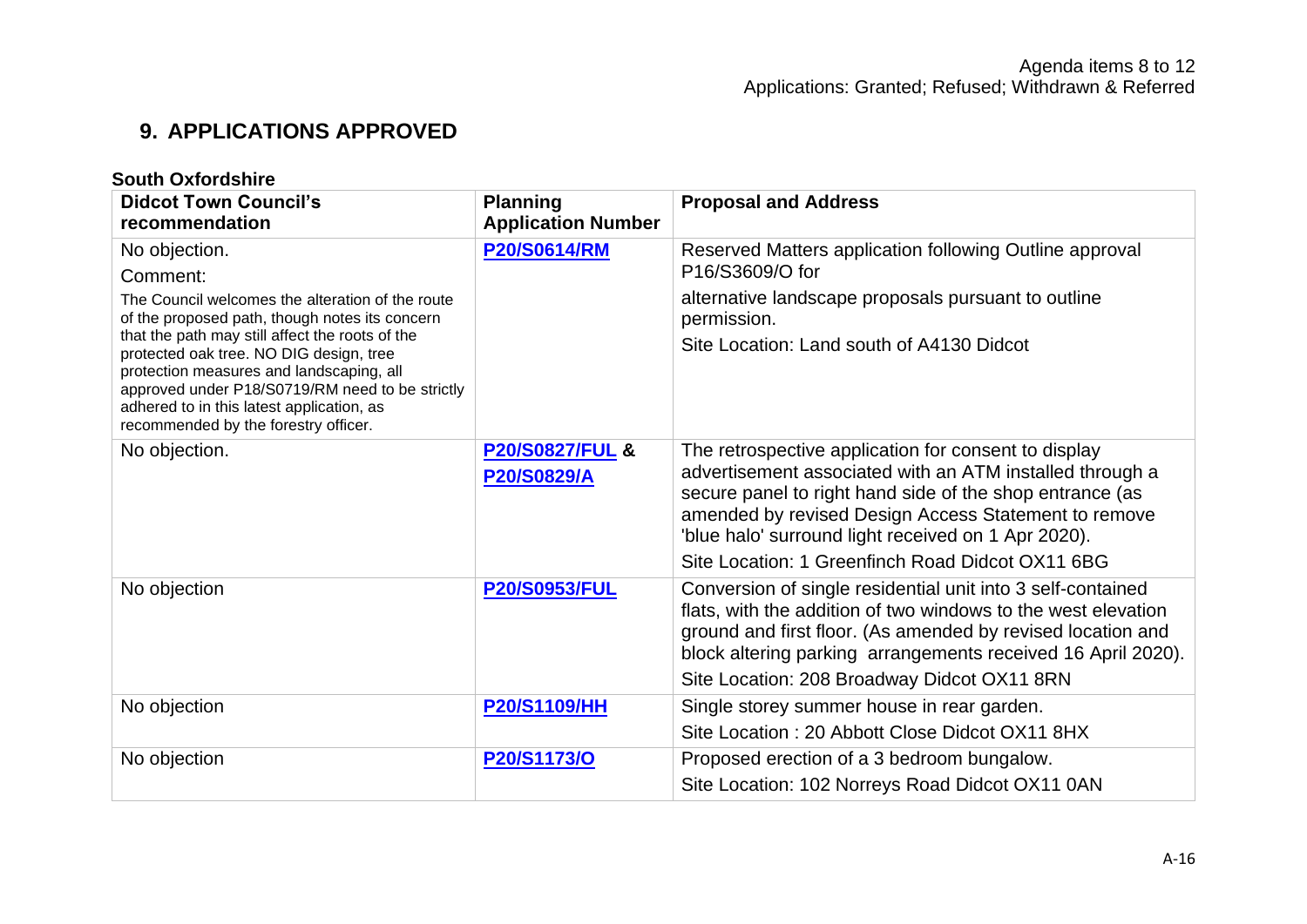## 9. APPLICATIONS APPROVED

**South Oxfordshire**

| Didcot Town Council's recommendation | Planning Application Number | Proposal and Address |
|---|---|---|
| No objection.<br>Comment:<br>The Council welcomes the alteration of the route of the proposed path, though notes its concern that the path may still affect the roots of the protected oak tree. NO DIG design, tree protection measures and landscaping, all approved under P18/S0719/RM need to be strictly adhered to in this latest application, as recommended by the forestry officer. | **P20/S0614/RM** | Reserved Matters application following Outline approval P16/S3609/O for<br>alternative landscape proposals pursuant to outline permission.<br>Site Location: Land south of A4130 Didcot |
| No objection. | **P20/S0827/FUL &**<br>**P20/S0829/A** | The retrospective application for consent to display advertisement associated with an ATM installed through a secure panel to right hand side of the shop entrance (as amended by revised Design Access Statement to remove 'blue halo' surround light received on 1 Apr 2020).<br>Site Location: 1 Greenfinch Road Didcot OX11 6BG |
| No objection | **P20/S0953/FUL** | Conversion of single residential unit into 3 self-contained flats, with the addition of two windows to the west elevation ground and first floor. (As amended by revised location and block altering parking arrangements received 16 April 2020).<br>Site Location: 208 Broadway Didcot OX11 8RN |
| No objection | **P20/S1109/HH** | Single storey summer house in rear garden.<br>Site Location : 20 Abbott Close Didcot OX11 8HX |
| No objection | **P20/S1173/O** | Proposed erection of a 3 bedroom bungalow.<br>Site Location: 102 Norreys Road Didcot OX11 0AN |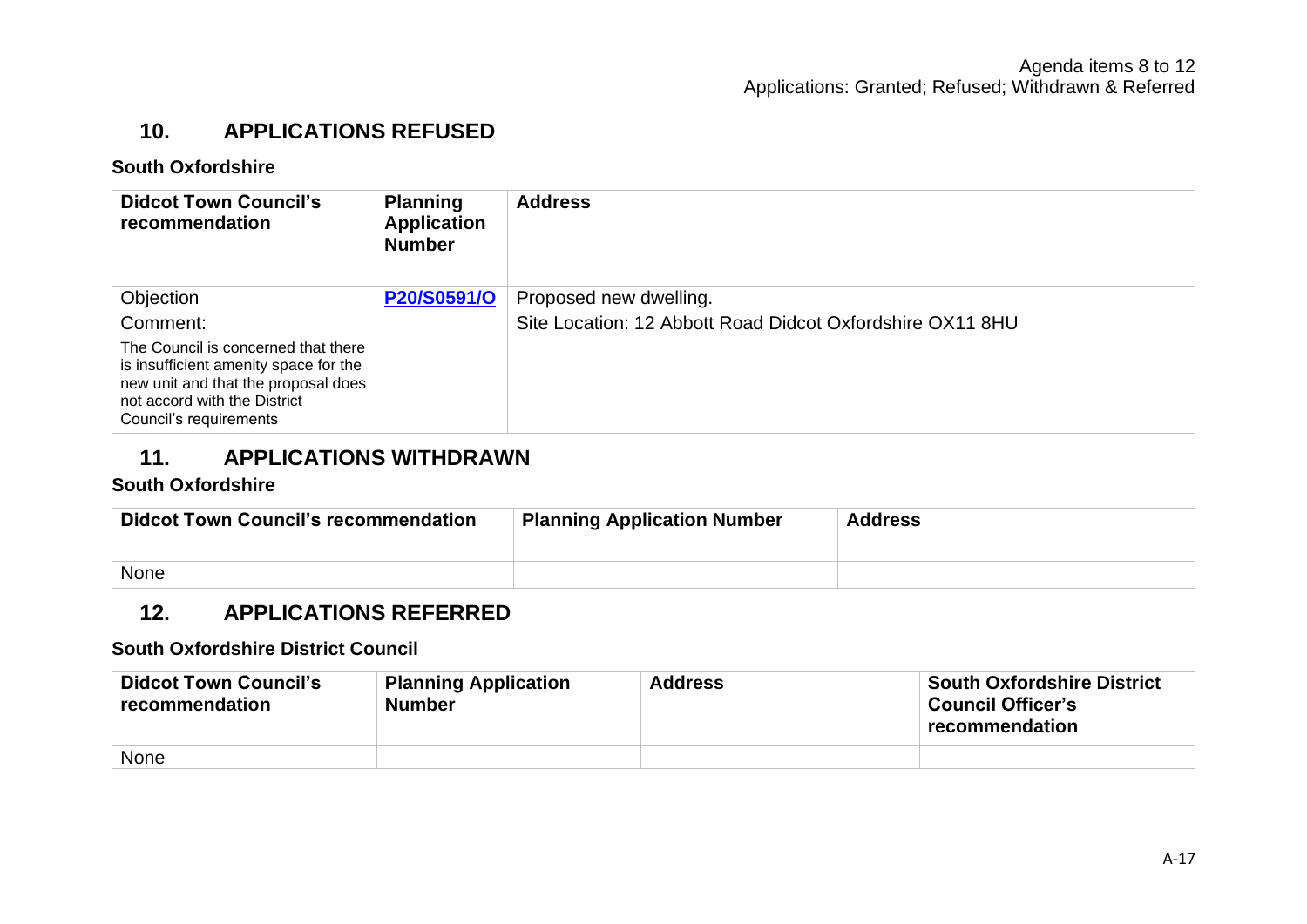Agenda items 8 to 12
Applications: Granted; Refused; Withdrawn & Referred

## 10. APPLICATIONS REFUSED

**South Oxfordshire**

| Didcot Town Council's recommendation | Planning Application Number | Address |
|---|---|---|
| Objection<br>Comment:<br>The Council is concerned that there is insufficient amenity space for the new unit and that the proposal does not accord with the District Council's requirements | **P20/S0591/O** | Proposed new dwelling.<br>Site Location: 12 Abbott Road Didcot Oxfordshire OX11 8HU |

## 11. APPLICATIONS WITHDRAWN

**South Oxfordshire**

| Didcot Town Council's recommendation | Planning Application Number | Address |
|---|---|---|
| None | | |

## 12. APPLICATIONS REFERRED

**South Oxfordshire District Council**

| Didcot Town Council's recommendation | Planning Application Number | Address | South Oxfordshire District Council Officer's recommendation |
|---|---|---|---|
| None | | | |